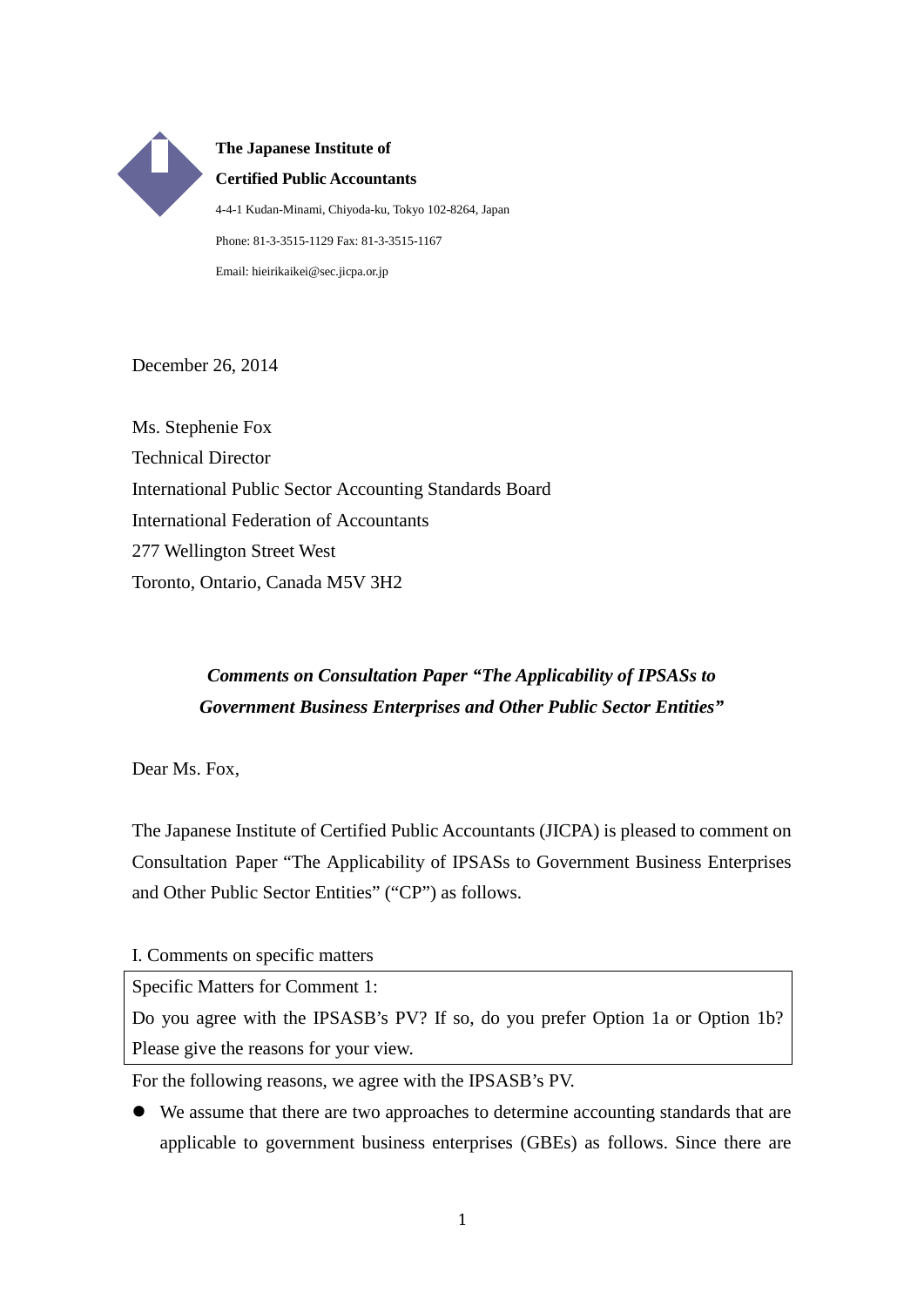**The Japanese Institute of**
**Certified Public Accountants**

4-4-1 Kudan-Minami, Chiyoda-ku, Tokyo 102-8264, Japan

Phone: 81-3-3515-1129 Fax: 81-3-3515-1167

Email: hieirikaikei@sec.jicpa.or.jp

December 26, 2014

Ms. Stephenie Fox
Technical Director
International Public Sector Accounting Standards Board
International Federation of Accountants
277 Wellington Street West
Toronto, Ontario, Canada M5V 3H2

***Comments on Consultation Paper "The Applicability of IPSASs to Government Business Enterprises and Other Public Sector Entities"***

Dear Ms. Fox,

The Japanese Institute of Certified Public Accountants (JICPA) is pleased to comment on Consultation Paper "The Applicability of IPSASs to Government Business Enterprises and Other Public Sector Entities" ("CP") as follows.

I. Comments on specific matters

| Specific Matters for Comment 1: Do you agree with the IPSASB's PV? If so, do you prefer Option 1a or Option 1b? Please give the reasons for your view. |
|---|

For the following reasons, we agree with the IPSASB's PV.

- We assume that there are two approaches to determine accounting standards that are applicable to government business enterprises (GBEs) as follows. Since there are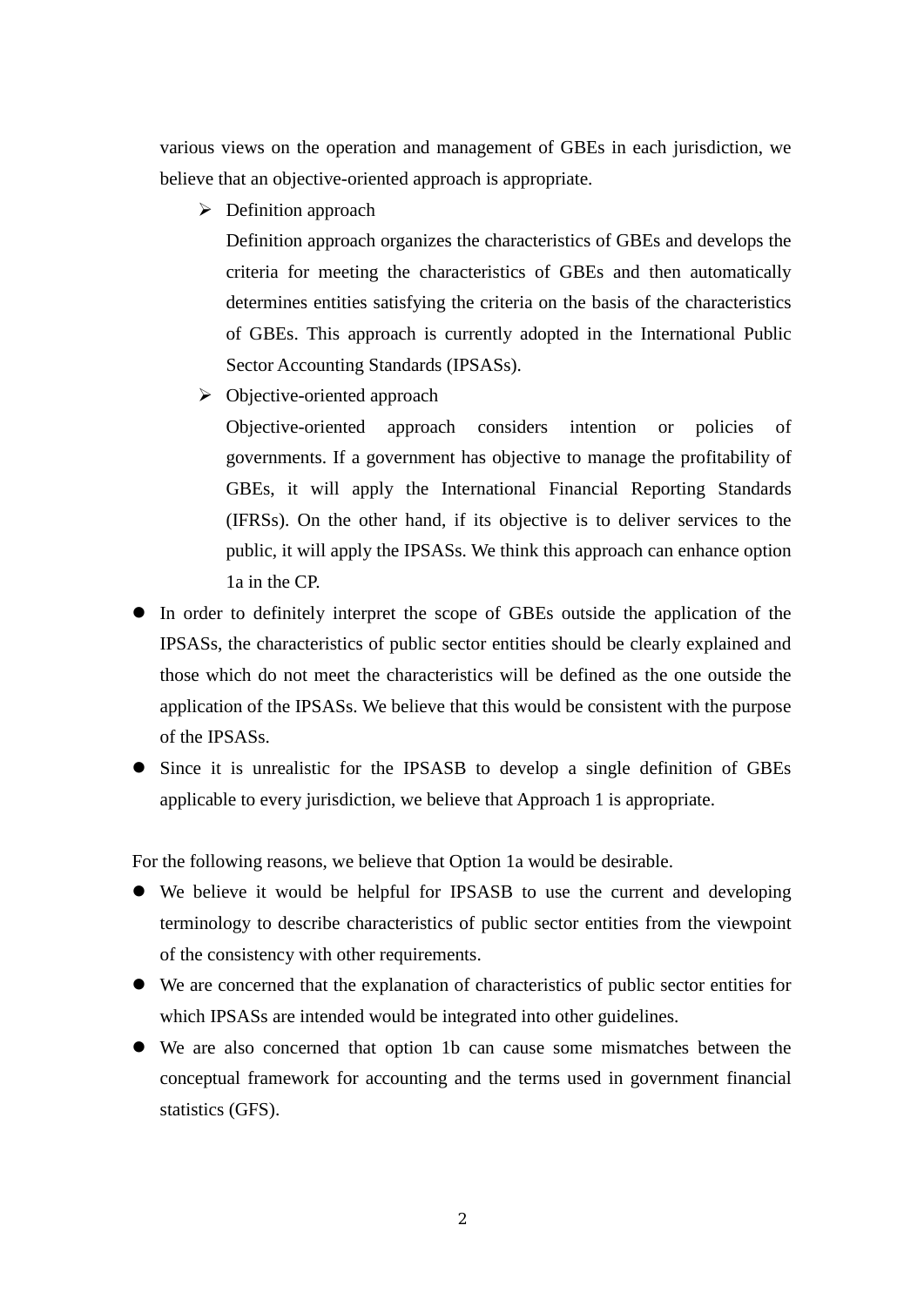various views on the operation and management of GBEs in each jurisdiction, we believe that an objective-oriented approach is appropriate.

- Definition approach
  Definition approach organizes the characteristics of GBEs and develops the criteria for meeting the characteristics of GBEs and then automatically determines entities satisfying the criteria on the basis of the characteristics of GBEs. This approach is currently adopted in the International Public Sector Accounting Standards (IPSASs).
- Objective-oriented approach
  Objective-oriented approach considers intention or policies of governments. If a government has objective to manage the profitability of GBEs, it will apply the International Financial Reporting Standards (IFRSs). On the other hand, if its objective is to deliver services to the public, it will apply the IPSASs. We think this approach can enhance option 1a in the CP.

- In order to definitely interpret the scope of GBEs outside the application of the IPSASs, the characteristics of public sector entities should be clearly explained and those which do not meet the characteristics will be defined as the one outside the application of the IPSASs. We believe that this would be consistent with the purpose of the IPSASs.
- Since it is unrealistic for the IPSASB to develop a single definition of GBEs applicable to every jurisdiction, we believe that Approach 1 is appropriate.

For the following reasons, we believe that Option 1a would be desirable.

- We believe it would be helpful for IPSASB to use the current and developing terminology to describe characteristics of public sector entities from the viewpoint of the consistency with other requirements.
- We are concerned that the explanation of characteristics of public sector entities for which IPSASs are intended would be integrated into other guidelines.
- We are also concerned that option 1b can cause some mismatches between the conceptual framework for accounting and the terms used in government financial statistics (GFS).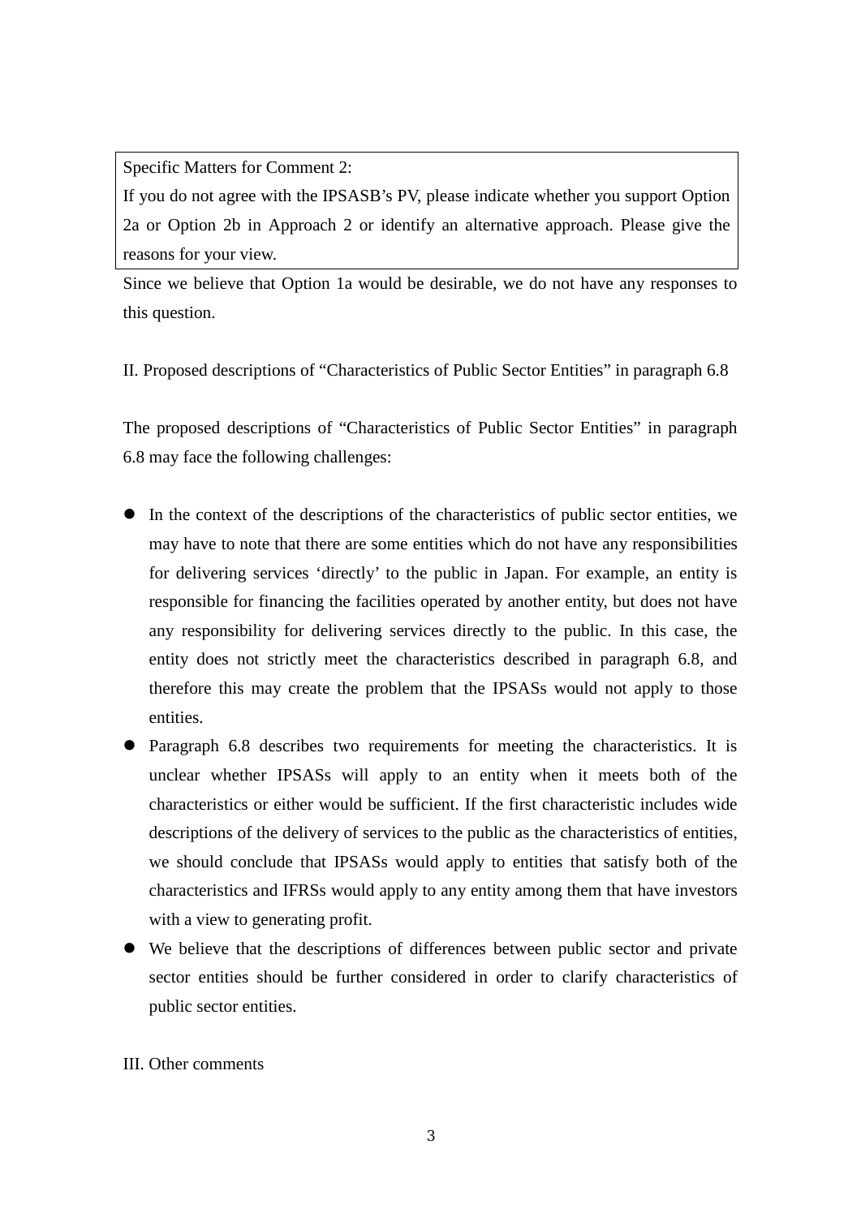> Specific Matters for Comment 2:
>
> If you do not agree with the IPSASB's PV, please indicate whether you support Option 2a or Option 2b in Approach 2 or identify an alternative approach. Please give the reasons for your view.

Since we believe that Option 1a would be desirable, we do not have any responses to this question.

II. Proposed descriptions of "Characteristics of Public Sector Entities" in paragraph 6.8

The proposed descriptions of "Characteristics of Public Sector Entities" in paragraph 6.8 may face the following challenges:

- In the context of the descriptions of the characteristics of public sector entities, we may have to note that there are some entities which do not have any responsibilities for delivering services 'directly' to the public in Japan. For example, an entity is responsible for financing the facilities operated by another entity, but does not have any responsibility for delivering services directly to the public. In this case, the entity does not strictly meet the characteristics described in paragraph 6.8, and therefore this may create the problem that the IPSASs would not apply to those entities.
- Paragraph 6.8 describes two requirements for meeting the characteristics. It is unclear whether IPSASs will apply to an entity when it meets both of the characteristics or either would be sufficient. If the first characteristic includes wide descriptions of the delivery of services to the public as the characteristics of entities, we should conclude that IPSASs would apply to entities that satisfy both of the characteristics and IFRSs would apply to any entity among them that have investors with a view to generating profit.
- We believe that the descriptions of differences between public sector and private sector entities should be further considered in order to clarify characteristics of public sector entities.

III. Other comments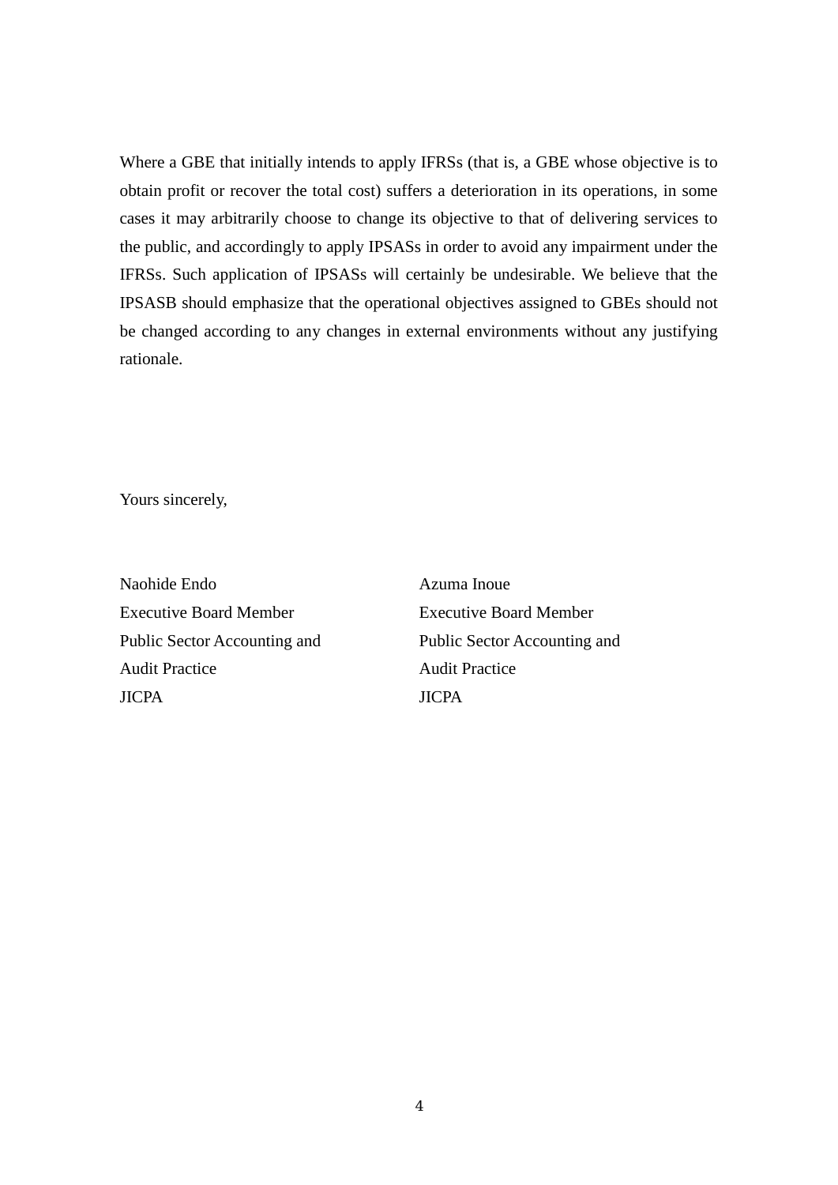Where a GBE that initially intends to apply IFRSs (that is, a GBE whose objective is to obtain profit or recover the total cost) suffers a deterioration in its operations, in some cases it may arbitrarily choose to change its objective to that of delivering services to the public, and accordingly to apply IPSASs in order to avoid any impairment under the IFRSs. Such application of IPSASs will certainly be undesirable. We believe that the IPSASB should emphasize that the operational objectives assigned to GBEs should not be changed according to any changes in external environments without any justifying rationale.

Yours sincerely,

Naohide Endo
Executive Board Member
Public Sector Accounting and Audit Practice
JICPA

Azuma Inoue
Executive Board Member
Public Sector Accounting and Audit Practice
JICPA